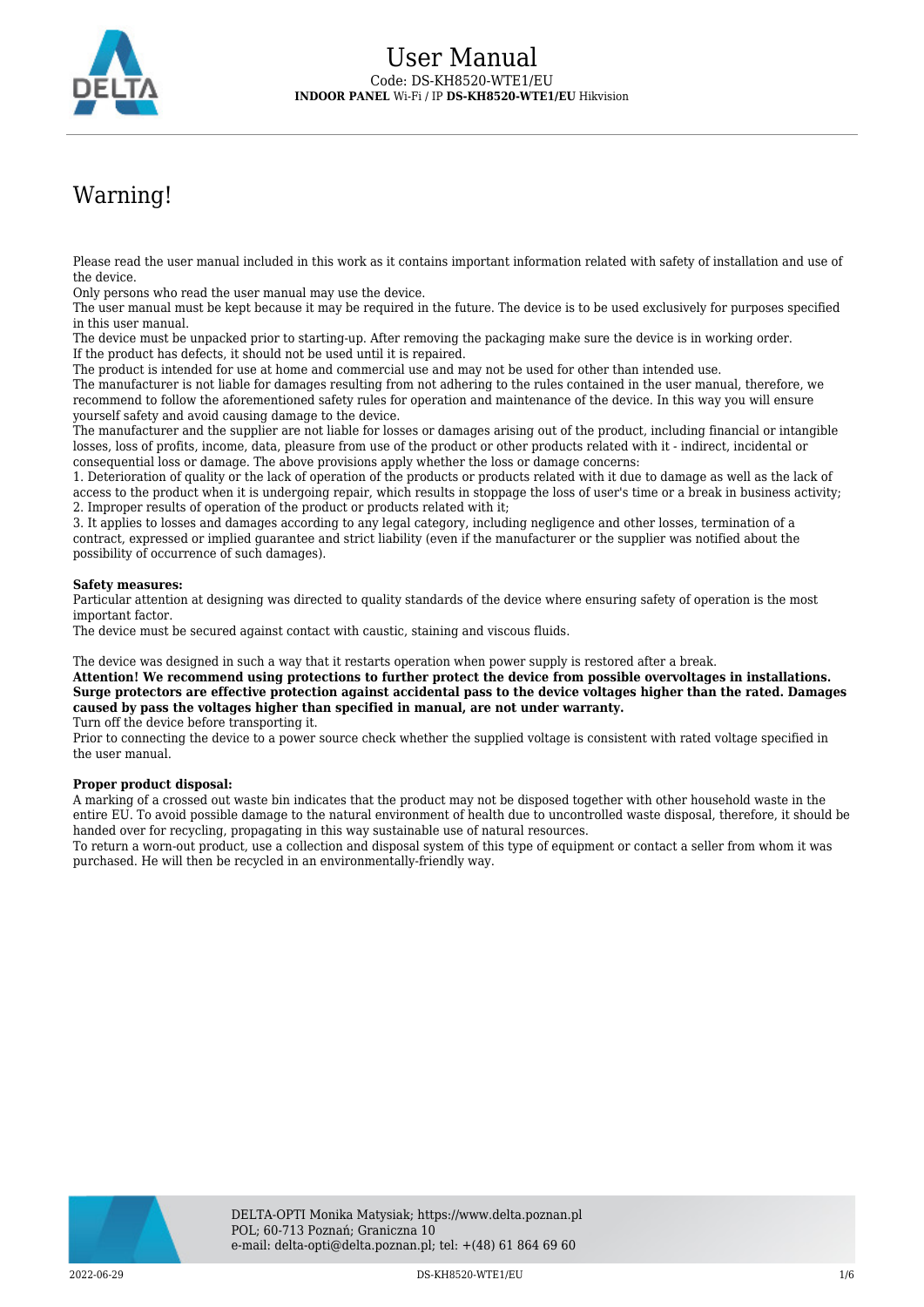# User Manual

Code: DS-KH8520-WTE1/EU

**INDOOR PANEL** Wi-Fi / IP **DS-KH8520-WTE1/EU** Hikvision

## Warning!

Please read the user manual included in this work as it contains important information related with safety of installation and use of the device.
Only persons who read the user manual may use the device.
The user manual must be kept because it may be required in the future. The device is to be used exclusively for purposes specified in this user manual.
The device must be unpacked prior to starting-up. After removing the packaging make sure the device is in working order.
If the product has defects, it should not be used until it is repaired.
The product is intended for use at home and commercial use and may not be used for other than intended use.
The manufacturer is not liable for damages resulting from not adhering to the rules contained in the user manual, therefore, we recommend to follow the aforementioned safety rules for operation and maintenance of the device. In this way you will ensure yourself safety and avoid causing damage to the device.
The manufacturer and the supplier are not liable for losses or damages arising out of the product, including financial or intangible losses, loss of profits, income, data, pleasure from use of the product or other products related with it - indirect, incidental or consequential loss or damage. The above provisions apply whether the loss or damage concerns:
1. Deterioration of quality or the lack of operation of the products or products related with it due to damage as well as the lack of access to the product when it is undergoing repair, which results in stoppage the loss of user's time or a break in business activity;
2. Improper results of operation of the product or products related with it;
3. It applies to losses and damages according to any legal category, including negligence and other losses, termination of a contract, expressed or implied guarantee and strict liability (even if the manufacturer or the supplier was notified about the possibility of occurrence of such damages).

**Safety measures:**
Particular attention at designing was directed to quality standards of the device where ensuring safety of operation is the most important factor.
The device must be secured against contact with caustic, staining and viscous fluids.

The device was designed in such a way that it restarts operation when power supply is restored after a break.
**Attention! We recommend using protections to further protect the device from possible overvoltages in installations. Surge protectors are effective protection against accidental pass to the device voltages higher than the rated. Damages caused by pass the voltages higher than specified in manual, are not under warranty.**
Turn off the device before transporting it.
Prior to connecting the device to a power source check whether the supplied voltage is consistent with rated voltage specified in the user manual.

**Proper product disposal:**
A marking of a crossed out waste bin indicates that the product may not be disposed together with other household waste in the entire EU. To avoid possible damage to the natural environment of health due to uncontrolled waste disposal, therefore, it should be handed over for recycling, propagating in this way sustainable use of natural resources.
To return a worn-out product, use a collection and disposal system of this type of equipment or contact a seller from whom it was purchased. He will then be recycled in an environmentally-friendly way.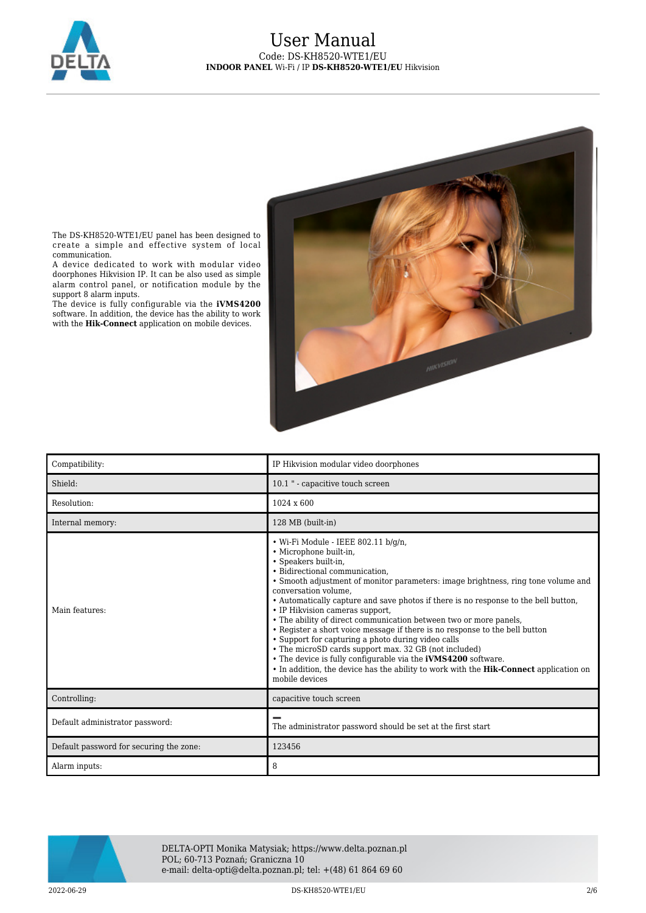The DS-KH8520-WTE1/EU panel has been designed to create a simple and effective system of local communication.
A device dedicated to work with modular video doorphones Hikvision IP. It can be also used as simple alarm control panel, or notification module by the support 8 alarm inputs.
The device is fully configurable via the **iVMS4200** software. In addition, the device has the ability to work with the **Hik-Connect** application on mobile devices.

| | |
|---|---|
| Compatibility: | IP Hikvision modular video doorphones |
| Shield: | 10.1 " - capacitive touch screen |
| Resolution: | 1024 x 600 |
| Internal memory: | 128 MB (built-in) |
| Main features: | • Wi-Fi Module - IEEE 802.11 b/g/n,<br>• Microphone built-in,<br>• Speakers built-in,<br>• Bidirectional communication,<br>• Smooth adjustment of monitor parameters: image brightness, ring tone volume and conversation volume,<br>• Automatically capture and save photos if there is no response to the bell button,<br>• IP Hikvision cameras support,<br>• The ability of direct communication between two or more panels,<br>• Register a short voice message if there is no response to the bell button<br>• Support for capturing a photo during video calls<br>• The microSD cards support max. 32 GB (not included)<br>• The device is fully configurable via the **iVMS4200** software.<br>• In addition, the device has the ability to work with the **Hik-Connect** application on mobile devices |
| Controlling: | capacitive touch screen |
| Default administrator password: | –<br>The administrator password should be set at the first start |
| Default password for securing the zone: | 123456 |
| Alarm inputs: | 8 |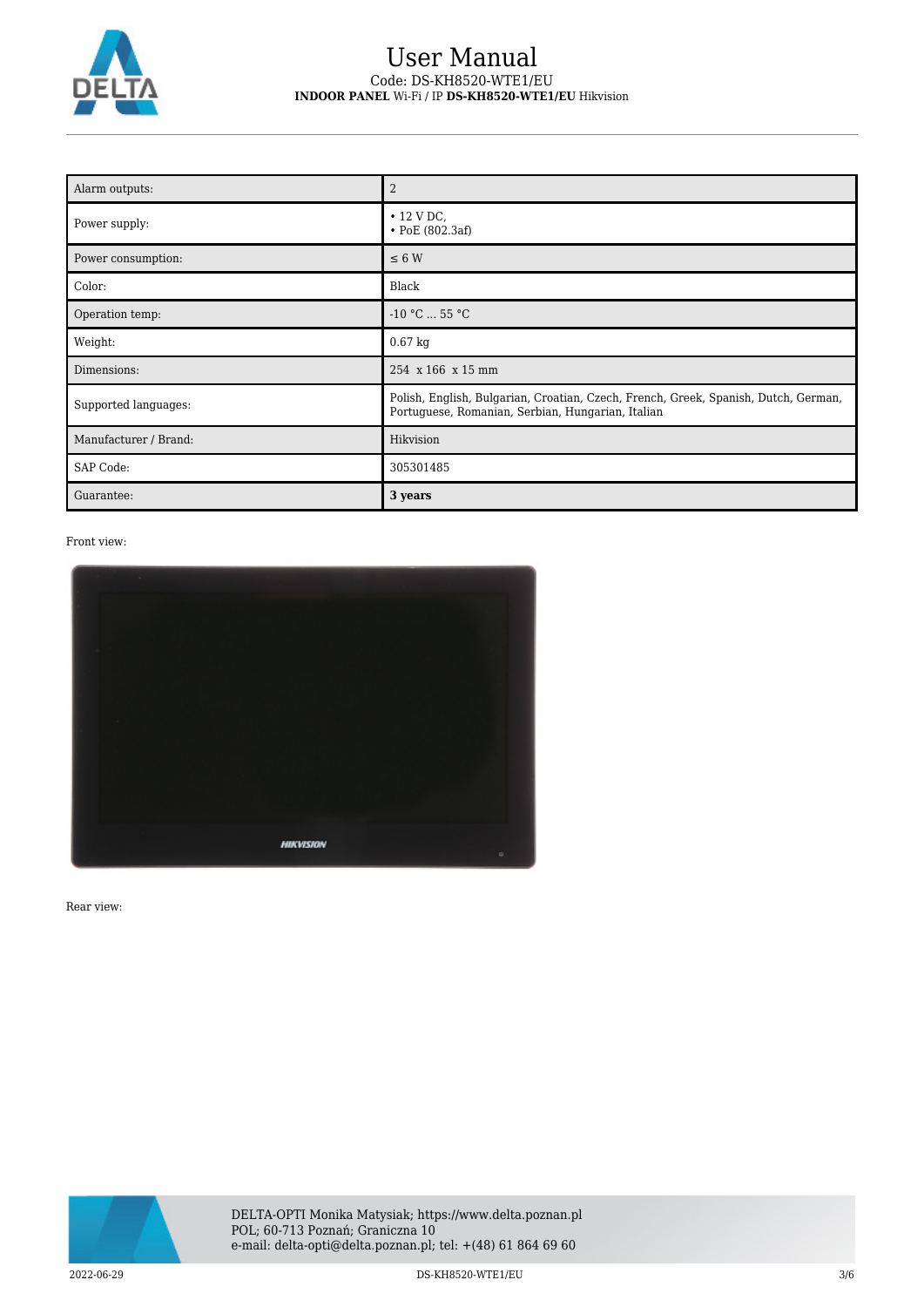| Alarm outputs: | 2 |
| --- | --- |
| Power supply: | • 12 V DC,<br>• PoE (802.3af) |
| Power consumption: | ≤ 6 W |
| Color: | Black |
| Operation temp: | -10 °C ... 55 °C |
| Weight: | 0.67 kg |
| Dimensions: | 254 x 166 x 15 mm |
| Supported languages: | Polish, English, Bulgarian, Croatian, Czech, French, Greek, Spanish, Dutch, German, Portuguese, Romanian, Serbian, Hungarian, Italian |
| Manufacturer / Brand: | Hikvision |
| SAP Code: | 305301485 |
| Guarantee: | **3 years** |

Front view:

Rear view: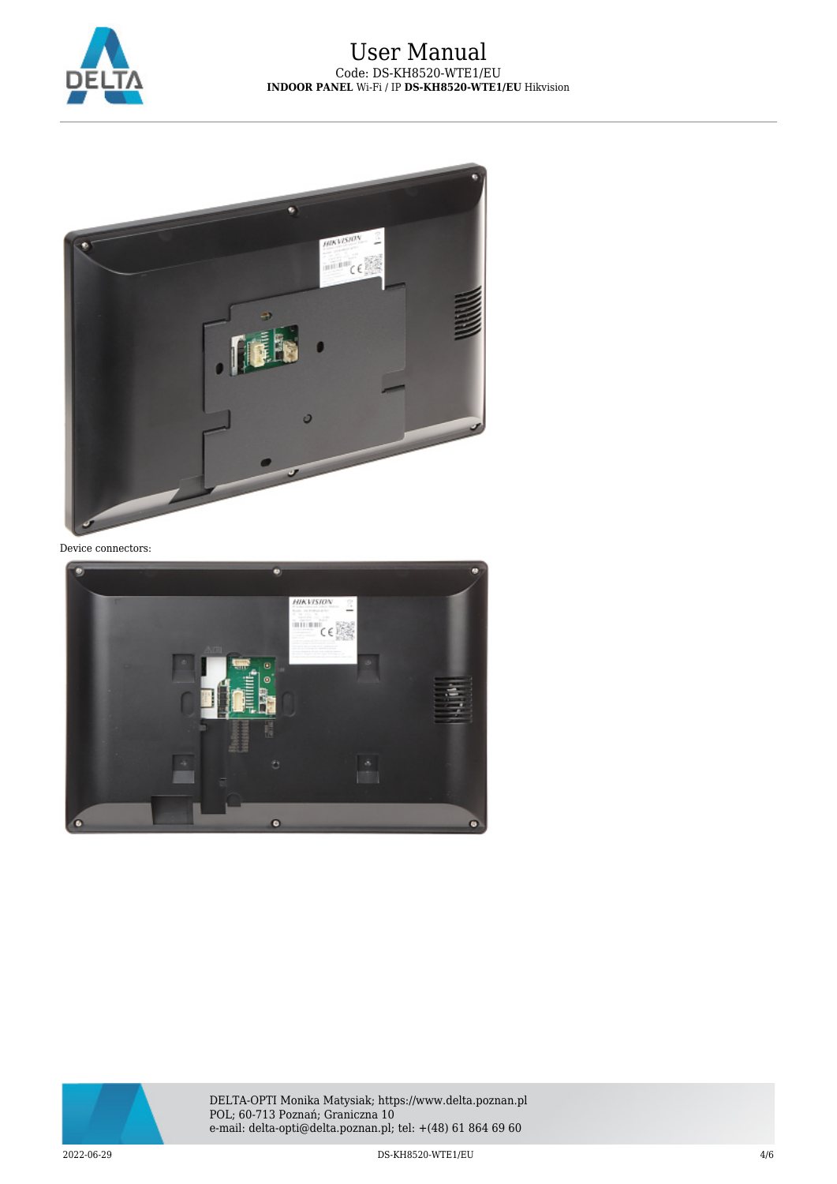Device connectors: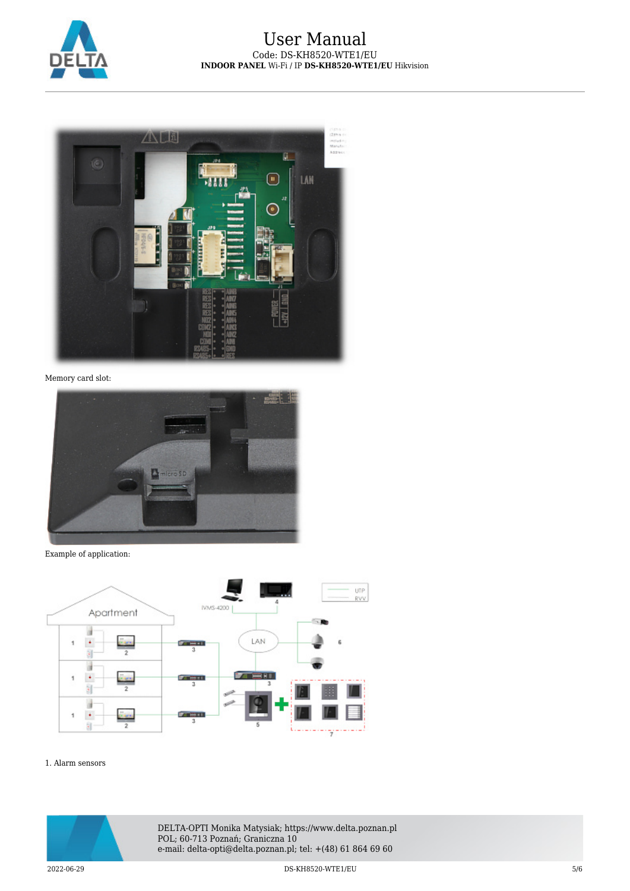Memory card slot:

Example of application:

1. Alarm sensors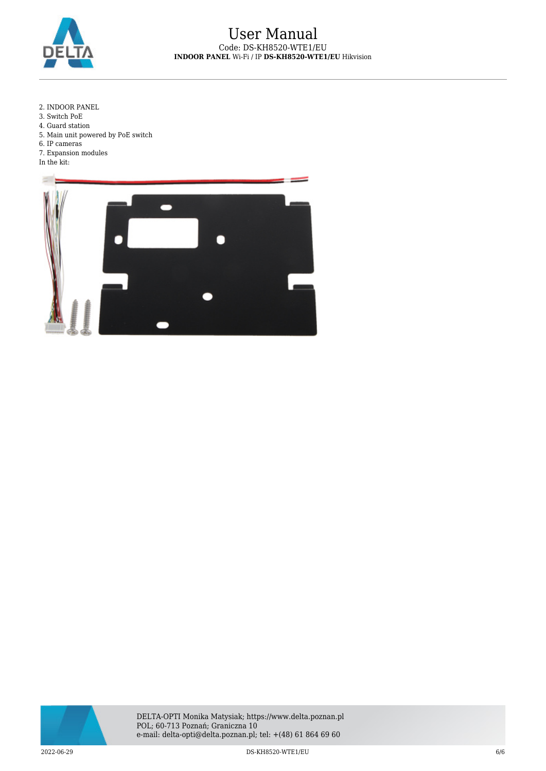2. INDOOR PANEL
3. Switch PoE
4. Guard station
5. Main unit powered by PoE switch
6. IP cameras
7. Expansion modules

In the kit: